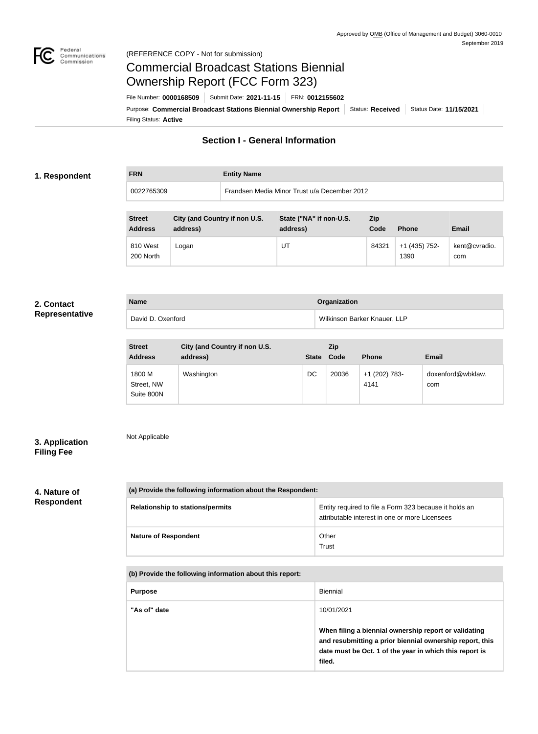Approved by OMB (Office of Management and Budget) 3060-0010
September 2019

(REFERENCE COPY - Not for submission)

# Commercial Broadcast Stations Biennial Ownership Report (FCC Form 323)

File Number: **0000168509** | Submit Date: **2021-11-15** | FRN: **0012155602**

Purpose: **Commercial Broadcast Stations Biennial Ownership Report** | Status: **Received** | Status Date: **11/15/2021**

Filing Status: **Active**

## Section I - General Information

### 1. Respondent

| FRN | Entity Name |
| --- | --- |
| 0022765309 | Frandsen Media Minor Trust u/a December 2012 |

| Street Address | City (and Country if non U.S. address) | State ("NA" if non-U.S. address) | Zip Code | Phone | Email |
| --- | --- | --- | --- | --- | --- |
| 810 West 200 North | Logan | UT | 84321 | +1 (435) 752-1390 | kent@cvradio.com |

### 2. Contact Representative

| Name | Organization |
| --- | --- |
| David D. Oxenford | Wilkinson Barker Knauer, LLP |

| Street Address | City (and Country if non U.S. address) | State | Zip Code | Phone | Email |
| --- | --- | --- | --- | --- | --- |
| 1800 M Street, NW Suite 800N | Washington | DC | 20036 | +1 (202) 783-4141 | doxenford@wbklaw.com |

### 3. Application Filing Fee

Not Applicable

### 4. Nature of Respondent

| (a) Provide the following information about the Respondent: | |
| --- | --- |
| Relationship to stations/permits | Entity required to file a Form 323 because it holds an attributable interest in one or more Licensees |
| Nature of Respondent | Other<br>Trust |

| (b) Provide the following information about this report: | |
| --- | --- |
| Purpose | Biennial |
| "As of" date | 10/01/2021<br><br>**When filing a biennial ownership report or validating and resubmitting a prior biennial ownership report, this date must be Oct. 1 of the year in which this report is filed.** |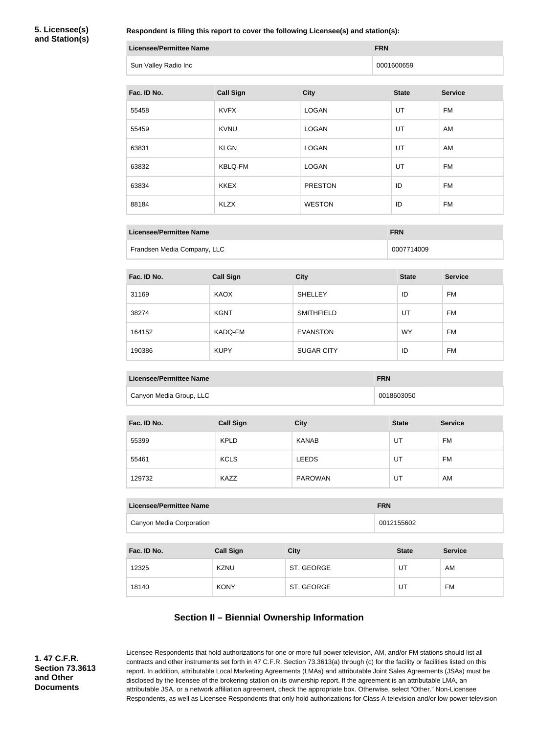**5. Licensee(s) and Station(s)**

**Respondent is filing this report to cover the following Licensee(s) and station(s):**

| Licensee/Permittee Name | FRN |
|---|---|
| Sun Valley Radio Inc | 0001600659 |

| Fac. ID No. | Call Sign | City | State | Service |
|---|---|---|---|---|
| 55458 | KVFX | LOGAN | UT | FM |
| 55459 | KVNU | LOGAN | UT | AM |
| 63831 | KLGN | LOGAN | UT | AM |
| 63832 | KBLQ-FM | LOGAN | UT | FM |
| 63834 | KKEX | PRESTON | ID | FM |
| 88184 | KLZX | WESTON | ID | FM |

| Licensee/Permittee Name | FRN |
|---|---|
| Frandsen Media Company, LLC | 0007714009 |

| Fac. ID No. | Call Sign | City | State | Service |
|---|---|---|---|---|
| 31169 | KAOX | SHELLEY | ID | FM |
| 38274 | KGNT | SMITHFIELD | UT | FM |
| 164152 | KADQ-FM | EVANSTON | WY | FM |
| 190386 | KUPY | SUGAR CITY | ID | FM |

| Licensee/Permittee Name | FRN |
|---|---|
| Canyon Media Group, LLC | 0018603050 |

| Fac. ID No. | Call Sign | City | State | Service |
|---|---|---|---|---|
| 55399 | KPLD | KANAB | UT | FM |
| 55461 | KCLS | LEEDS | UT | FM |
| 129732 | KAZZ | PAROWAN | UT | AM |

| Licensee/Permittee Name | FRN |
|---|---|
| Canyon Media Corporation | 0012155602 |

| Fac. ID No. | Call Sign | City | State | Service |
|---|---|---|---|---|
| 12325 | KZNU | ST. GEORGE | UT | AM |
| 18140 | KONY | ST. GEORGE | UT | FM |

## Section II – Biennial Ownership Information

**1. 47 C.F.R. Section 73.3613 and Other Documents**

Licensee Respondents that hold authorizations for one or more full power television, AM, and/or FM stations should list all contracts and other instruments set forth in 47 C.F.R. Section 73.3613(a) through (c) for the facility or facilities listed on this report. In addition, attributable Local Marketing Agreements (LMAs) and attributable Joint Sales Agreements (JSAs) must be disclosed by the licensee of the brokering station on its ownership report. If the agreement is an attributable LMA, an attributable JSA, or a network affiliation agreement, check the appropriate box. Otherwise, select "Other." Non-Licensee Respondents, as well as Licensee Respondents that only hold authorizations for Class A television and/or low power television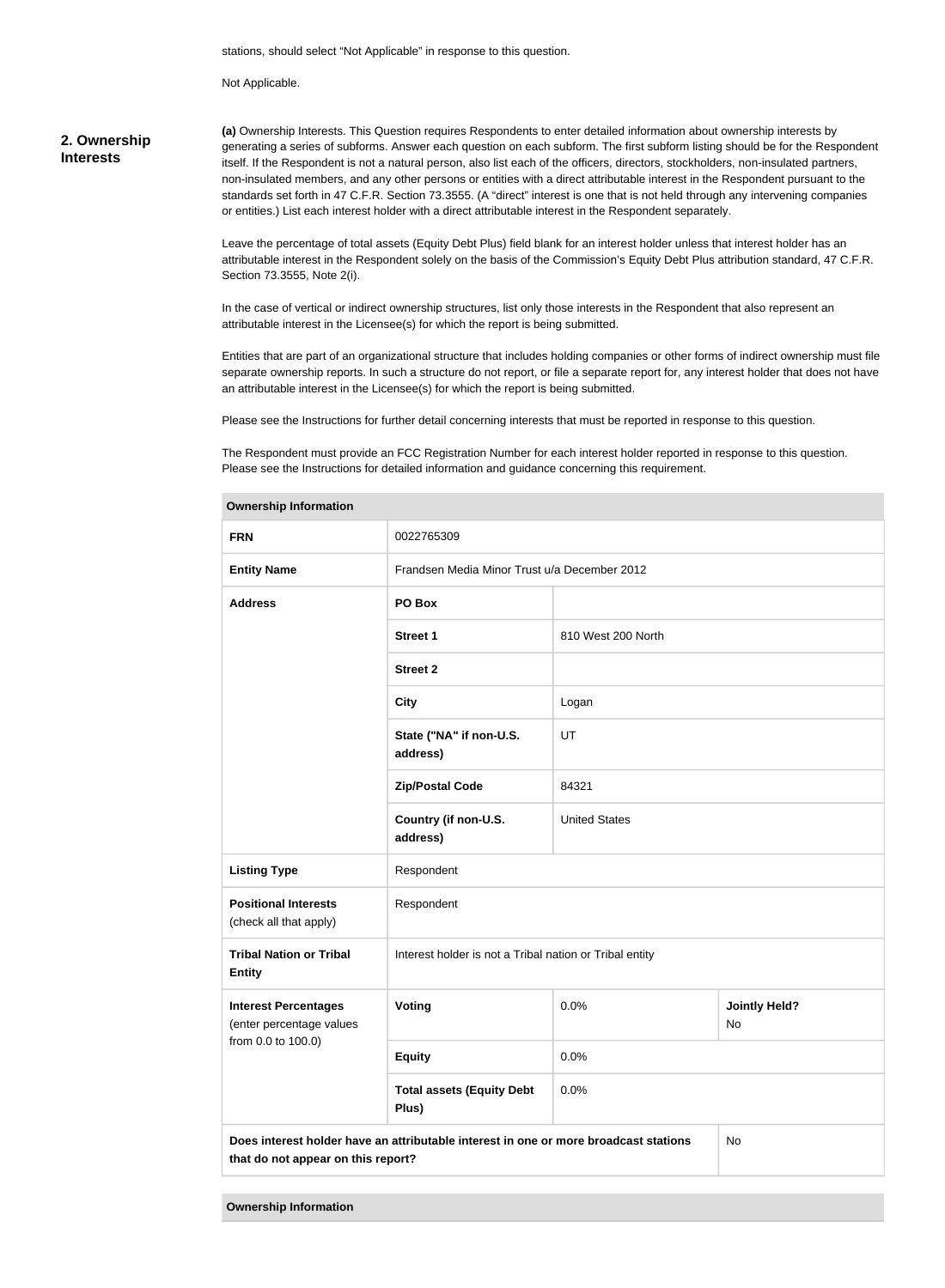stations, should select "Not Applicable" in response to this question.

Not Applicable.

## 2. Ownership Interests

**(a)** Ownership Interests. This Question requires Respondents to enter detailed information about ownership interests by generating a series of subforms. Answer each question on each subform. The first subform listing should be for the Respondent itself. If the Respondent is not a natural person, also list each of the officers, directors, stockholders, non-insulated partners, non-insulated members, and any other persons or entities with a direct attributable interest in the Respondent pursuant to the standards set forth in 47 C.F.R. Section 73.3555. (A "direct" interest is one that is not held through any intervening companies or entities.) List each interest holder with a direct attributable interest in the Respondent separately.

Leave the percentage of total assets (Equity Debt Plus) field blank for an interest holder unless that interest holder has an attributable interest in the Respondent solely on the basis of the Commission's Equity Debt Plus attribution standard, 47 C.F.R. Section 73.3555, Note 2(i).

In the case of vertical or indirect ownership structures, list only those interests in the Respondent that also represent an attributable interest in the Licensee(s) for which the report is being submitted.

Entities that are part of an organizational structure that includes holding companies or other forms of indirect ownership must file separate ownership reports. In such a structure do not report, or file a separate report for, any interest holder that does not have an attributable interest in the Licensee(s) for which the report is being submitted.

Please see the Instructions for further detail concerning interests that must be reported in response to this question.

The Respondent must provide an FCC Registration Number for each interest holder reported in response to this question. Please see the Instructions for detailed information and guidance concerning this requirement.

| **Ownership Information** | | | |
|---|---|---|---|
| **FRN** | 0022765309 | | |
| **Entity Name** | Frandsen Media Minor Trust u/a December 2012 | | |
| **Address** | **PO Box** | | |
| | **Street 1** | 810 West 200 North | |
| | **Street 2** | | |
| | **City** | Logan | |
| | **State ("NA" if non-U.S. address)** | UT | |
| | **Zip/Postal Code** | 84321 | |
| | **Country (if non-U.S. address)** | United States | |
| **Listing Type** | Respondent | | |
| **Positional Interests** (check all that apply) | Respondent | | |
| **Tribal Nation or Tribal Entity** | Interest holder is not a Tribal nation or Tribal entity | | |
| **Interest Percentages** (enter percentage values from 0.0 to 100.0) | **Voting** | 0.0% | **Jointly Held?** No |
| | **Equity** | 0.0% | |
| | **Total assets (Equity Debt Plus)** | 0.0% | |
| **Does interest holder have an attributable interest in one or more broadcast stations that do not appear on this report?** | | | No |

| **Ownership Information** |
|---|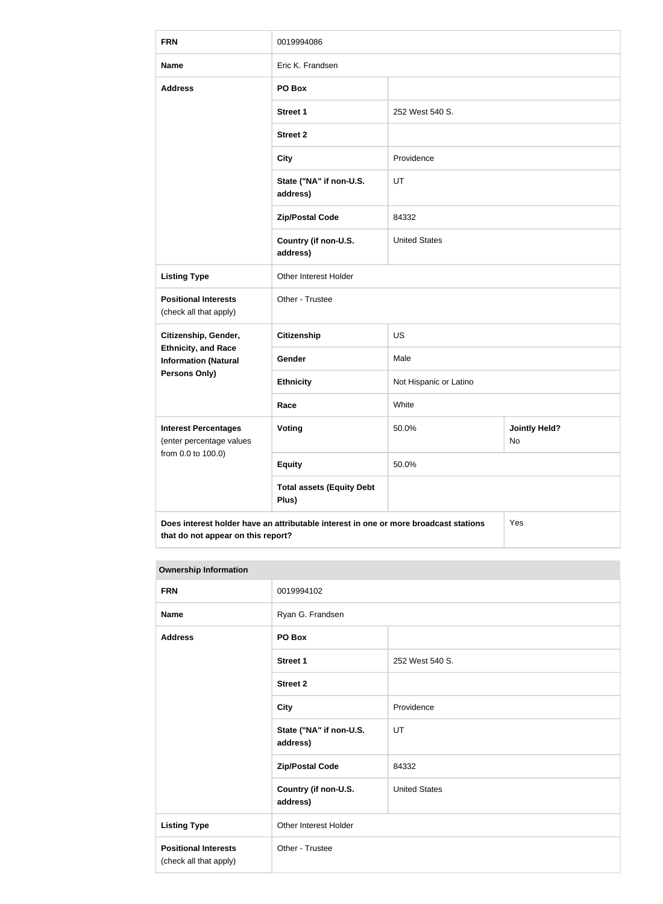| FRN | 0019994086 | |
|---|---|---|
| **Name** | Eric K. Frandsen | |
| **Address** | **PO Box** | |
| | **Street 1** | 252 West 540 S. |
| | **Street 2** | |
| | **City** | Providence |
| | **State ("NA" if non-U.S. address)** | UT |
| | **Zip/Postal Code** | 84332 |
| | **Country (if non-U.S. address)** | United States |
| **Listing Type** | Other Interest Holder | |
| **Positional Interests** (check all that apply) | Other - Trustee | |
| **Citizenship, Gender, Ethnicity, and Race Information (Natural Persons Only)** | **Citizenship** | US |
| | **Gender** | Male |
| | **Ethnicity** | Not Hispanic or Latino |
| | **Race** | White |
| **Interest Percentages** (enter percentage values from 0.0 to 100.0) | **Voting** | 50.0% — **Jointly Held?** No |
| | **Equity** | 50.0% |
| | **Total assets (Equity Debt Plus)** | |
| **Does interest holder have an attributable interest in one or more broadcast stations that do not appear on this report?** | | Yes |

**Ownership Information**

| FRN | 0019994102 | |
|---|---|---|
| **Name** | Ryan G. Frandsen | |
| **Address** | **PO Box** | |
| | **Street 1** | 252 West 540 S. |
| | **Street 2** | |
| | **City** | Providence |
| | **State ("NA" if non-U.S. address)** | UT |
| | **Zip/Postal Code** | 84332 |
| | **Country (if non-U.S. address)** | United States |
| **Listing Type** | Other Interest Holder | |
| **Positional Interests** (check all that apply) | Other - Trustee | |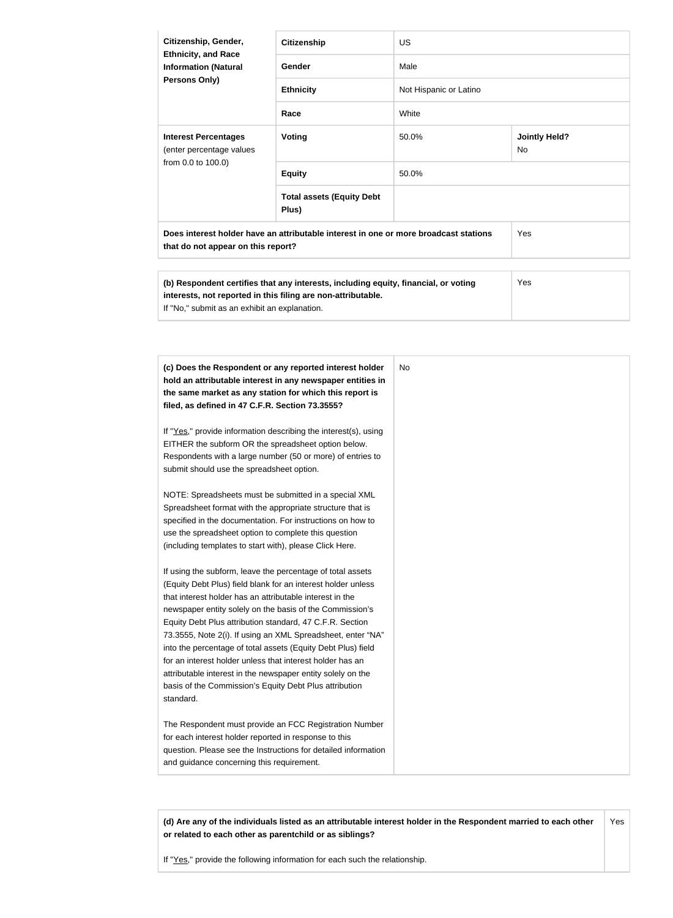| Citizenship, Gender, Ethnicity, and Race Information (Natural Persons Only) | Citizenship | US | |
|---|---|---|---|
| | Gender | Male | |
| | Ethnicity | Not Hispanic or Latino | |
| | Race | White | |
| **Interest Percentages** (enter percentage values from 0.0 to 100.0) | Voting | 50.0% | **Jointly Held?** No |
| | Equity | 50.0% | |
| | Total assets (Equity Debt Plus) | | |
| **Does interest holder have an attributable interest in one or more broadcast stations that do not appear on this report?** | | | Yes |

| **(b) Respondent certifies that any interests, including equity, financial, or voting interests, not reported in this filing are non-attributable.** If "No," submit as an exhibit an explanation. | Yes |
|---|---|

| **(c) Does the Respondent or any reported interest holder hold an attributable interest in any newspaper entities in the same market as any station for which this report is filed, as defined in 47 C.F.R. Section 73.3555?** | No |
|---|---|

If "Yes," provide information describing the interest(s), using EITHER the subform OR the spreadsheet option below. Respondents with a large number (50 or more) of entries to submit should use the spreadsheet option.

NOTE: Spreadsheets must be submitted in a special XML Spreadsheet format with the appropriate structure that is specified in the documentation. For instructions on how to use the spreadsheet option to complete this question (including templates to start with), please Click Here.

If using the subform, leave the percentage of total assets (Equity Debt Plus) field blank for an interest holder unless that interest holder has an attributable interest in the newspaper entity solely on the basis of the Commission's Equity Debt Plus attribution standard, 47 C.F.R. Section 73.3555, Note 2(i). If using an XML Spreadsheet, enter "NA" into the percentage of total assets (Equity Debt Plus) field for an interest holder unless that interest holder has an attributable interest in the newspaper entity solely on the basis of the Commission's Equity Debt Plus attribution standard.

The Respondent must provide an FCC Registration Number for each interest holder reported in response to this question. Please see the Instructions for detailed information and guidance concerning this requirement.

| **(d) Are any of the individuals listed as an attributable interest holder in the Respondent married to each other or related to each other as parentchild or as siblings?** If "Yes," provide the following information for each such the relationship. | Yes |
|---|---|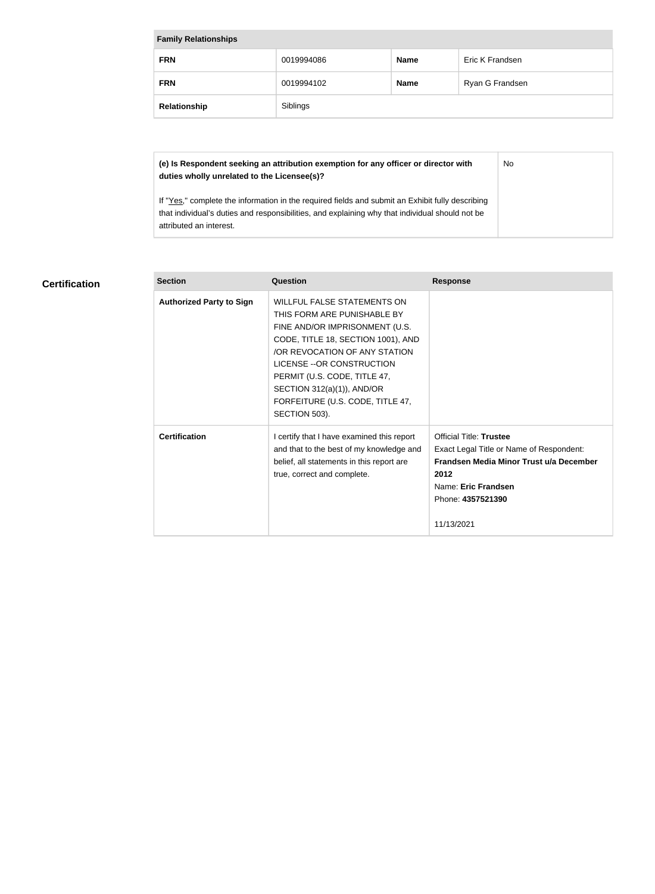| Family Relationships | | | |
|---|---|---|---|
| **FRN** | 0019994086 | **Name** | Eric K Frandsen |
| **FRN** | 0019994102 | **Name** | Ryan G Frandsen |
| **Relationship** | Siblings | | |

| | |
|---|---|
| **(e) Is Respondent seeking an attribution exemption for any officer or director with duties wholly unrelated to the Licensee(s)?**<br><br>If "Yes," complete the information in the required fields and submit an Exhibit fully describing that individual's duties and responsibilities, and explaining why that individual should not be attributed an interest. | No |

## Certification

| Section | Question | Response |
|---|---|---|
| **Authorized Party to Sign** | WILLFUL FALSE STATEMENTS ON THIS FORM ARE PUNISHABLE BY FINE AND/OR IMPRISONMENT (U.S. CODE, TITLE 18, SECTION 1001), AND /OR REVOCATION OF ANY STATION LICENSE --OR CONSTRUCTION PERMIT (U.S. CODE, TITLE 47, SECTION 312(a)(1)), AND/OR FORFEITURE (U.S. CODE, TITLE 47, SECTION 503). | |
| **Certification** | I certify that I have examined this report and that to the best of my knowledge and belief, all statements in this report are true, correct and complete. | Official Title: **Trustee**<br>Exact Legal Title or Name of Respondent: **Frandsen Media Minor Trust u/a December 2012**<br>Name: **Eric Frandsen**<br>Phone: **4357521390**<br><br>11/13/2021 |